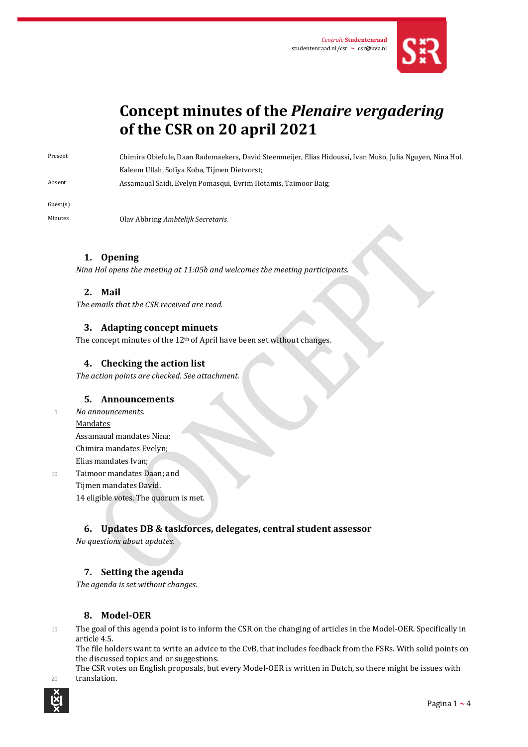Centrale Studentenraad
studentenraad.nl/csr ~ csr@uva.nl

# Concept minutes of the *Plenaire vergadering* of the CSR on 20 april 2021

Present: Chimira Obiefule, Daan Rademaekers, David Steenmeijer, Elias Hidoussi, Ivan Mušo, Julia Nguyen, Nina Hol, Kaleem Ullah, Sofiya Koba, Tijmen Dietvorst;

Absent: Assamaual Saidi, Evelyn Pomasqui, Evrim Hotamis, Taimoor Baig;

Guest(s)

Minutes: Olav Abbring *Ambtelijk Secretaris.*

## 1. Opening

*Nina Hol opens the meeting at 11:05h and welcomes the meeting participants.*

## 2. Mail

*The emails that the CSR received are read.*

## 3. Adapting concept minuets

The concept minutes of the 12th of April have been set without changes.

## 4. Checking the action list

*The action points are checked. See attachment.*

## 5. Announcements

*No announcements.*

Mandates

Assamaual mandates Nina;
Chimira mandates Evelyn;
Elias mandates Ivan;
Taimoor mandates Daan; and
Tijmen mandates David.
14 eligible votes. The quorum is met.

## 6. Updates DB & taskforces, delegates, central student assessor

*No questions about updates.*

## 7. Setting the agenda

*The agenda is set without changes.*

## 8. Model-OER

The goal of this agenda point is to inform the CSR on the changing of articles in the Model-OER. Specifically in article 4.5.
The file holders want to write an advice to the CvB, that includes feedback from the FSRs. With solid points on the discussed topics and or suggestions.
The CSR votes on English proposals, but every Model-OER is written in Dutch, so there might be issues with translation.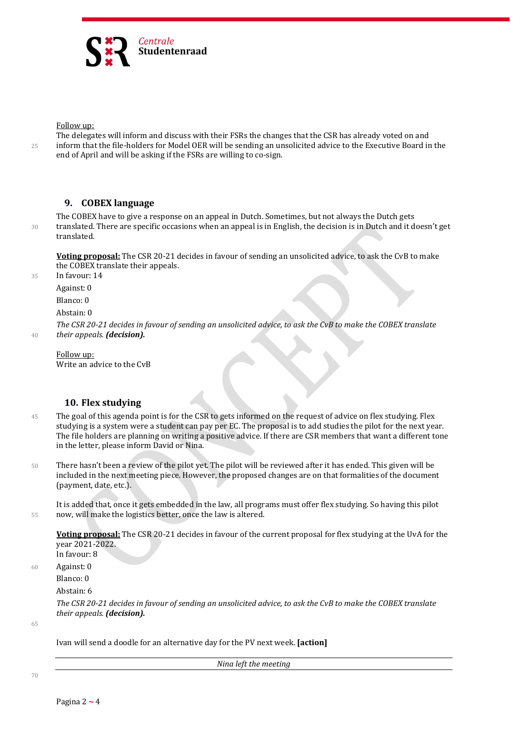Follow up:

The delegates will inform and discuss with their FSRs the changes that the CSR has already voted on and inform that the file-holders for Model OER will be sending an unsolicited advice to the Executive Board in the end of April and will be asking if the FSRs are willing to co-sign.

## 9. COBEX language

The COBEX have to give a response on an appeal in Dutch. Sometimes, but not always the Dutch gets translated. There are specific occasions when an appeal is in English, the decision is in Dutch and it doesn't get translated.

**Voting proposal:** The CSR 20-21 decides in favour of sending an unsolicited advice, to ask the CvB to make the COBEX translate their appeals.

In favour: 14

Against: 0

Blanco: 0

Abstain: 0

*The CSR 20-21 decides in favour of sending an unsolicited advice, to ask the CvB to make the COBEX translate their appeals.* ***(decision).***

Follow up:

Write an advice to the CvB

## 10. Flex studying

The goal of this agenda point is for the CSR to gets informed on the request of advice on flex studying. Flex studying is a system were a student can pay per EC. The proposal is to add studies the pilot for the next year. The file holders are planning on writing a positive advice. If there are CSR members that want a different tone in the letter, please inform David or Nina.

There hasn't been a review of the pilot yet. The pilot will be reviewed after it has ended. This given will be included in the next meeting piece. However, the proposed changes are on that formalities of the document (payment, date, etc.).

It is added that, once it gets embedded in the law, all programs must offer flex studying. So having this pilot now, will make the logistics better, once the law is altered.

**Voting proposal:** The CSR 20-21 decides in favour of the current proposal for flex studying at the UvA for the year 2021-2022.

In favour: 8

Against: 0

Blanco: 0

Abstain: 6

*The CSR 20-21 decides in favour of sending an unsolicited advice, to ask the CvB to make the COBEX translate their appeals.* ***(decision).***

Ivan will send a doodle for an alternative day for the PV next week. **[action]**

*Nina left the meeting*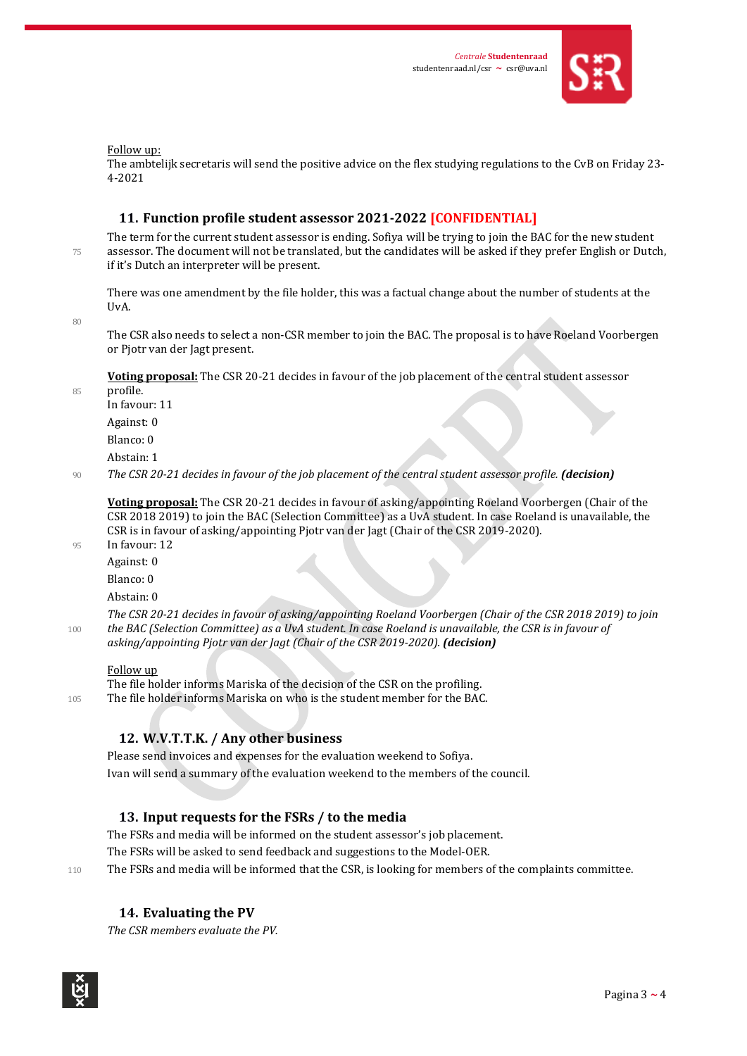Follow up:
The ambtelijk secretaris will send the positive advice on the flex studying regulations to the CvB on Friday 23-4-2021

## 11. Function profile student assessor 2021-2022 [CONFIDENTIAL]

The term for the current student assessor is ending. Sofiya will be trying to join the BAC for the new student assessor. The document will not be translated, but the candidates will be asked if they prefer English or Dutch, if it's Dutch an interpreter will be present.

There was one amendment by the file holder, this was a factual change about the number of students at the UvA.

The CSR also needs to select a non-CSR member to join the BAC. The proposal is to have Roeland Voorbergen or Pjotr van der Jagt present.

**Voting proposal:** The CSR 20-21 decides in favour of the job placement of the central student assessor profile.
In favour: 11
Against: 0
Blanco: 0
Abstain: 1
*The CSR 20-21 decides in favour of the job placement of the central student assessor profile.* ***(decision)***

**Voting proposal:** The CSR 20-21 decides in favour of asking/appointing Roeland Voorbergen (Chair of the CSR 2018 2019) to join the BAC (Selection Committee) as a UvA student. In case Roeland is unavailable, the CSR is in favour of asking/appointing Pjotr van der Jagt (Chair of the CSR 2019-2020).
In favour: 12
Against: 0
Blanco: 0
Abstain: 0
*The CSR 20-21 decides in favour of asking/appointing Roeland Voorbergen (Chair of the CSR 2018 2019) to join the BAC (Selection Committee) as a UvA student. In case Roeland is unavailable, the CSR is in favour of asking/appointing Pjotr van der Jagt (Chair of the CSR 2019-2020).* ***(decision)***

Follow up
The file holder informs Mariska of the decision of the CSR on the profiling.
The file holder informs Mariska on who is the student member for the BAC.

## 12. W.V.T.T.K. / Any other business

Please send invoices and expenses for the evaluation weekend to Sofiya.
Ivan will send a summary of the evaluation weekend to the members of the council.

## 13. Input requests for the FSRs / to the media

The FSRs and media will be informed on the student assessor's job placement.
The FSRs will be asked to send feedback and suggestions to the Model-OER.
The FSRs and media will be informed that the CSR, is looking for members of the complaints committee.

## 14. Evaluating the PV

*The CSR members evaluate the PV.*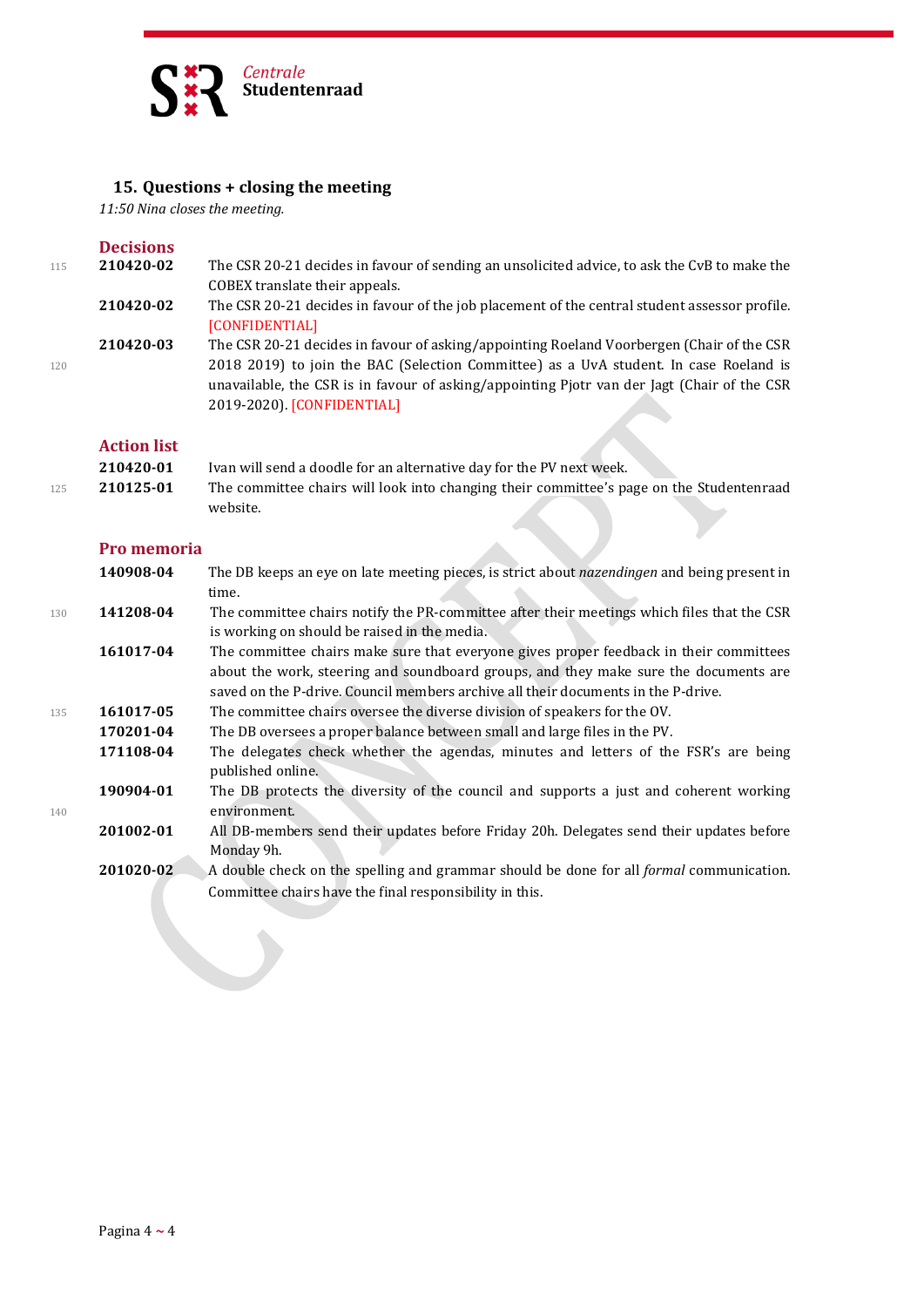## 15. Questions + closing the meeting

*11:50 Nina closes the meeting.*

### Decisions

| | |
|---|---|
| **210420-02** | The CSR 20-21 decides in favour of sending an unsolicited advice, to ask the CvB to make the COBEX translate their appeals. |
| **210420-02** | The CSR 20-21 decides in favour of the job placement of the central student assessor profile. [CONFIDENTIAL] |
| **210420-03** | The CSR 20-21 decides in favour of asking/appointing Roeland Voorbergen (Chair of the CSR 2018 2019) to join the BAC (Selection Committee) as a UvA student. In case Roeland is unavailable, the CSR is in favour of asking/appointing Pjotr van der Jagt (Chair of the CSR 2019-2020). [CONFIDENTIAL] |

### Action list

| | |
|---|---|
| **210420-01** | Ivan will send a doodle for an alternative day for the PV next week. |
| **210125-01** | The committee chairs will look into changing their committee's page on the Studentenraad website. |

### Pro memoria

| | |
|---|---|
| **140908-04** | The DB keeps an eye on late meeting pieces, is strict about *nazendingen* and being present in time. |
| **141208-04** | The committee chairs notify the PR-committee after their meetings which files that the CSR is working on should be raised in the media. |
| **161017-04** | The committee chairs make sure that everyone gives proper feedback in their committees about the work, steering and soundboard groups, and they make sure the documents are saved on the P-drive. Council members archive all their documents in the P-drive. |
| **161017-05** | The committee chairs oversee the diverse division of speakers for the OV. |
| **170201-04** | The DB oversees a proper balance between small and large files in the PV. |
| **171108-04** | The delegates check whether the agendas, minutes and letters of the FSR's are being published online. |
| **190904-01** | The DB protects the diversity of the council and supports a just and coherent working environment. |
| **201002-01** | All DB-members send their updates before Friday 20h. Delegates send their updates before Monday 9h. |
| **201020-02** | A double check on the spelling and grammar should be done for all *formal* communication. Committee chairs have the final responsibility in this. |